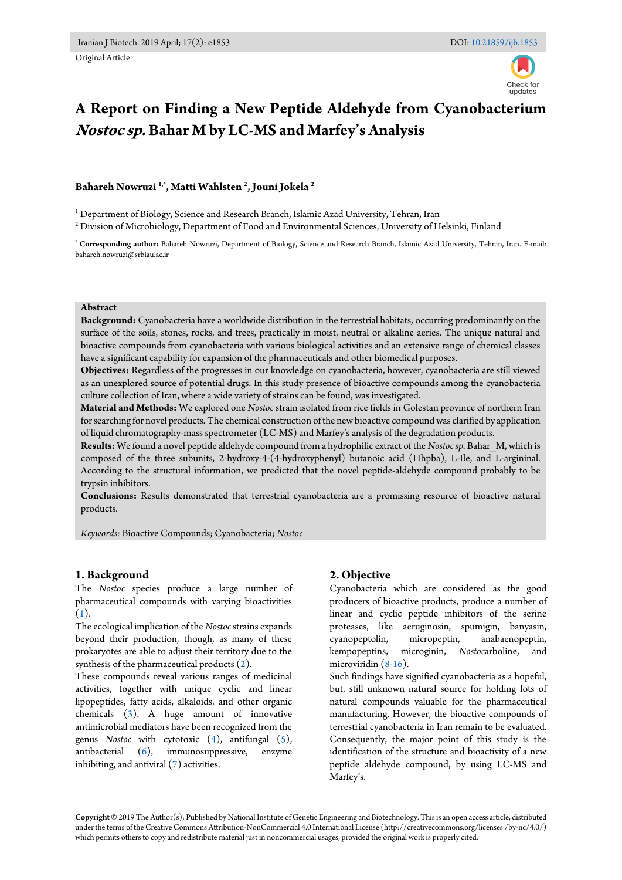Original Article

# A Report on Finding a New Peptide Aldehyde from Cyanobacterium *Nostoc sp.* Bahar M by LC-MS and Marfey's Analysis

**Bahareh Nowruzi [1,*], Matti Wahlsten [2], Jouni Jokela [2]**

[1] Department of Biology, Science and Research Branch, Islamic Azad University, Tehran, Iran

[2] Division of Microbiology, Department of Food and Environmental Sciences, University of Helsinki, Finland

[*] **Corresponding author:** Bahareh Nowruzi, Department of Biology, Science and Research Branch, Islamic Azad University, Tehran, Iran. E-mail: bahareh.nowruzi@srbiau.ac.ir

**Abstract**

**Background:** Cyanobacteria have a worldwide distribution in the terrestrial habitats, occurring predominantly on the surface of the soils, stones, rocks, and trees, practically in moist, neutral or alkaline aeries. The unique natural and bioactive compounds from cyanobacteria with various biological activities and an extensive range of chemical classes have a significant capability for expansion of the pharmaceuticals and other biomedical purposes.

**Objectives:** Regardless of the progresses in our knowledge on cyanobacteria, however, cyanobacteria are still viewed as an unexplored source of potential drugs. In this study presence of bioactive compounds among the cyanobacteria culture collection of Iran, where a wide variety of strains can be found, was investigated.

**Material and Methods:** We explored one *Nostoc* strain isolated from rice fields in Golestan province of northern Iran for searching for novel products. The chemical construction of the new bioactive compound was clarified by application of liquid chromatography-mass spectrometer (LC-MS) and Marfey's analysis of the degradation products.

**Results:** We found a novel peptide aldehyde compound from a hydrophilic extract of the *Nostoc sp.* Bahar_M, which is composed of the three subunits, 2-hydroxy-4-(4-hydroxyphenyl) butanoic acid (Hhpba), L-Ile, and L-argininal. According to the structural information, we predicted that the novel peptide-aldehyde compound probably to be trypsin inhibitors.

**Conclusions:** Results demonstrated that terrestrial cyanobacteria are a promissing resource of bioactive natural products.

*Keywords:* Bioactive Compounds; Cyanobacteria; *Nostoc*

## 1. Background

The *Nostoc* species produce a large number of pharmaceutical compounds with varying bioactivities (1).

The ecological implication of the *Nostoc* strains expands beyond their production, though, as many of these prokaryotes are able to adjust their territory due to the synthesis of the pharmaceutical products (2).

These compounds reveal various ranges of medicinal activities, together with unique cyclic and linear lipopeptides, fatty acids, alkaloids, and other organic chemicals (3). A huge amount of innovative antimicrobial mediators have been recognized from the genus *Nostoc* with cytotoxic (4), antifungal (5), antibacterial (6), immunosuppressive, enzyme inhibiting, and antiviral (7) activities.

## 2. Objective

Cyanobacteria which are considered as the good producers of bioactive products, produce a number of linear and cyclic peptide inhibitors of the serine proteases, like aeruginosin, spumigin, banyasin, cyanopeptolin, micropeptin, anabaenopeptin, kempopeptins, microginin, *Nostoc*carboline, and microviridin (8-16).

Such findings have signified cyanobacteria as a hopeful, but, still unknown natural source for holding lots of natural compounds valuable for the pharmaceutical manufacturing. However, the bioactive compounds of terrestrial cyanobacteria in Iran remain to be evaluated. Consequently, the major point of this study is the identification of the structure and bioactivity of a new peptide aldehyde compound, by using LC-MS and Marfey's.

**Copyright** © 2019 The Author(s); Published by National Institute of Genetic Engineering and Biotechnology. This is an open access article, distributed under the terms of the Creative Commons Attribution-NonCommercial 4.0 International License (http://creativecommons.org/licenses /by-nc/4.0/) which permits others to copy and redistribute material just in noncommercial usages, provided the original work is properly cited.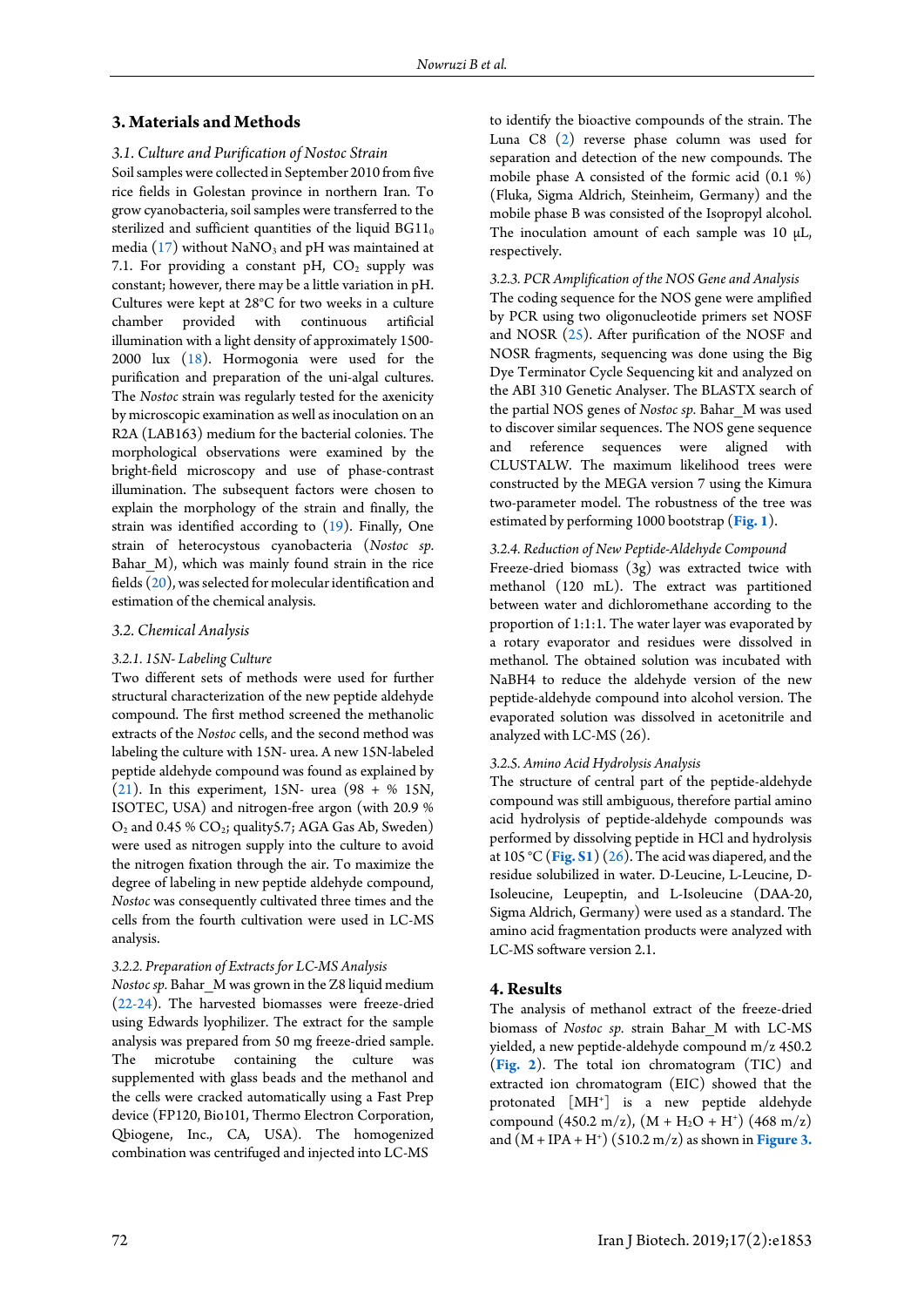## 3. Materials and Methods

### 3.1. Culture and Purification of Nostoc Strain

Soil samples were collected in September 2010 from five rice fields in Golestan province in northern Iran. To grow cyanobacteria, soil samples were transferred to the sterilized and sufficient quantities of the liquid $BG11_0$ media (17) without $NaNO_3$ and pH was maintained at 7.1. For providing a constant pH, $CO_2$ supply was constant; however, there may be a little variation in pH. Cultures were kept at 28°C for two weeks in a culture chamber provided with continuous artificial illumination with a light density of approximately 1500-2000 lux (18). Hormogonia were used for the purification and preparation of the uni-algal cultures. The *Nostoc* strain was regularly tested for the axenicity by microscopic examination as well as inoculation on an R2A (LAB163) medium for the bacterial colonies. The morphological observations were examined by the bright-field microscopy and use of phase-contrast illumination. The subsequent factors were chosen to explain the morphology of the strain and finally, the strain was identified according to (19). Finally, One strain of heterocystous cyanobacteria (*Nostoc sp.* Bahar_M), which was mainly found strain in the rice fields (20), was selected for molecular identification and estimation of the chemical analysis.

### 3.2. Chemical Analysis

#### 3.2.1. 15N- Labeling Culture

Two different sets of methods were used for further structural characterization of the new peptide aldehyde compound. The first method screened the methanolic extracts of the *Nostoc* cells, and the second method was labeling the culture with 15N- urea. A new 15N-labeled peptide aldehyde compound was found as explained by (21). In this experiment, 15N- urea (98 + % 15N, ISOTEC, USA) and nitrogen-free argon (with 20.9 % $O_2$ and 0.45 % $CO_2$; quality5.7; AGA Gas Ab, Sweden) were used as nitrogen supply into the culture to avoid the nitrogen fixation through the air. To maximize the degree of labeling in new peptide aldehyde compound, *Nostoc* was consequently cultivated three times and the cells from the fourth cultivation were used in LC-MS analysis.

#### 3.2.2. Preparation of Extracts for LC-MS Analysis

*Nostoc sp.* Bahar_M was grown in the Z8 liquid medium (22-24). The harvested biomasses were freeze-dried using Edwards lyophilizer. The extract for the sample analysis was prepared from 50 mg freeze-dried sample. The microtube containing the culture was supplemented with glass beads and the methanol and the cells were cracked automatically using a Fast Prep device (FP120, Bio101, Thermo Electron Corporation, Qbiogene, Inc., CA, USA). The homogenized combination was centrifuged and injected into LC-MS to identify the bioactive compounds of the strain. The Luna C8 (2) reverse phase column was used for separation and detection of the new compounds. The mobile phase A consisted of the formic acid (0.1 %) (Fluka, Sigma Aldrich, Steinheim, Germany) and the mobile phase B was consisted of the Isopropyl alcohol. The inoculation amount of each sample was 10 μL, respectively.

#### 3.2.3. PCR Amplification of the NOS Gene and Analysis

The coding sequence for the NOS gene were amplified by PCR using two oligonucleotide primers set NOSF and NOSR (25). After purification of the NOSF and NOSR fragments, sequencing was done using the Big Dye Terminator Cycle Sequencing kit and analyzed on the ABI 310 Genetic Analyser. The BLASTX search of the partial NOS genes of *Nostoc sp.* Bahar_M was used to discover similar sequences. The NOS gene sequence and reference sequences were aligned with CLUSTALW. The maximum likelihood trees were constructed by the MEGA version 7 using the Kimura two-parameter model. The robustness of the tree was estimated by performing 1000 bootstrap (**Fig. 1**).

#### 3.2.4. Reduction of New Peptide-Aldehyde Compound

Freeze-dried biomass (3g) was extracted twice with methanol (120 mL). The extract was partitioned between water and dichloromethane according to the proportion of 1:1:1. The water layer was evaporated by a rotary evaporator and residues were dissolved in methanol. The obtained solution was incubated with NaBH4 to reduce the aldehyde version of the new peptide-aldehyde compound into alcohol version. The evaporated solution was dissolved in acetonitrile and analyzed with LC-MS (26).

#### 3.2.5. Amino Acid Hydrolysis Analysis

The structure of central part of the peptide-aldehyde compound was still ambiguous, therefore partial amino acid hydrolysis of peptide-aldehyde compounds was performed by dissolving peptide in HCl and hydrolysis at 105 °C (**Fig. S1**) (26). The acid was diapered, and the residue solubilized in water. D-Leucine, L-Leucine, D-Isoleucine, Leupeptin, and L-Isoleucine (DAA-20, Sigma Aldrich, Germany) were used as a standard. The amino acid fragmentation products were analyzed with LC-MS software version 2.1.

## 4. Results

The analysis of methanol extract of the freeze-dried biomass of *Nostoc sp.* strain Bahar_M with LC-MS yielded, a new peptide-aldehyde compound m/z 450.2 (**Fig. 2**). The total ion chromatogram (TIC) and extracted ion chromatogram (EIC) showed that the protonated $[MH^+]$ is a new peptide aldehyde compound (450.2 m/z), $(M + H_2O + H^+)$ (468 m/z) and $(M + IPA + H^+)$ (510.2 m/z) as shown in **Figure 3.**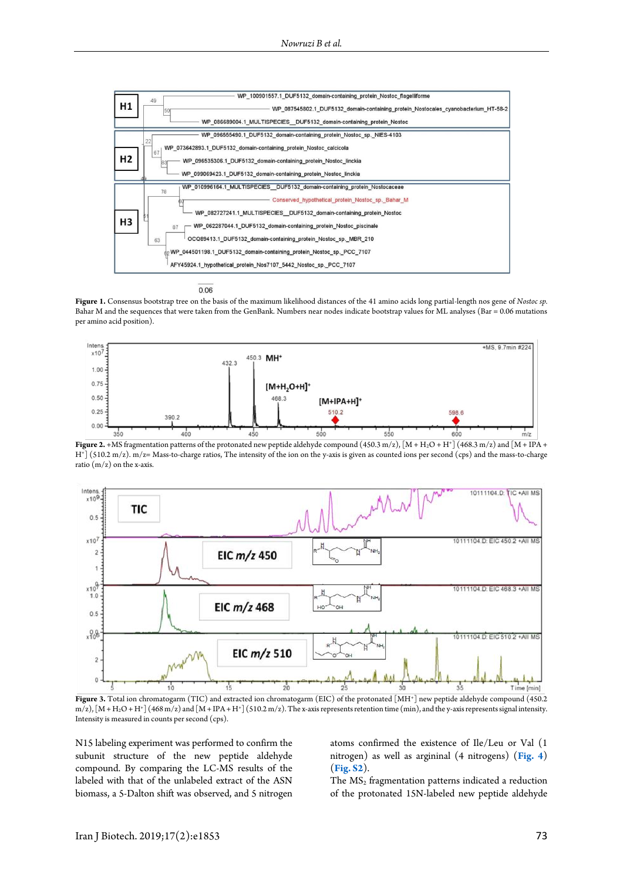**Figure 1.** Consensus bootstrap tree on the basis of the maximum likelihood distances of the 41 amino acids long partial-length nos gene of *Nostoc sp.* Bahar M and the sequences that were taken from the GenBank. Numbers near nodes indicate bootstrap values for ML analyses (Bar = 0.06 mutations per amino acid position).

**Figure 2.** +MS fragmentation patterns of the protonated new peptide aldehyde compound (450.3 m/z), $[M + H_2O + H^+]$ (468.3 m/z) and $[M + IPA + H^+]$ (510.2 m/z). m/z= Mass-to-charge ratios, The intensity of the ion on the y-axis is given as counted ions per second (cps) and the mass-to-charge ratio (m/z) on the x-axis.

**Figure 3.** Total ion chromatogram (TIC) and extracted ion chromatogram (EIC) of the protonated $[MH^+]$ new peptide aldehyde compound (450.2 m/z), $[M + H_2O + H^+]$ (468 m/z) and $[M + IPA + H^+]$ (510.2 m/z). The x-axis represents retention time (min), and the y-axis represents signal intensity. Intensity is measured in counts per second (cps).

N15 labeling experiment was performed to confirm the subunit structure of the new peptide aldehyde compound. By comparing the LC-MS results of the labeled with that of the unlabeled extract of the ASN biomass, a 5-Dalton shift was observed, and 5 nitrogen atoms confirmed the existence of Ile/Leu or Val (1 nitrogen) as well as arginal (4 nitrogens) (**Fig. 4**) (**Fig. S2**).

The $MS_2$ fragmentation patterns indicated a reduction of the protonated 15N-labeled new peptide aldehyde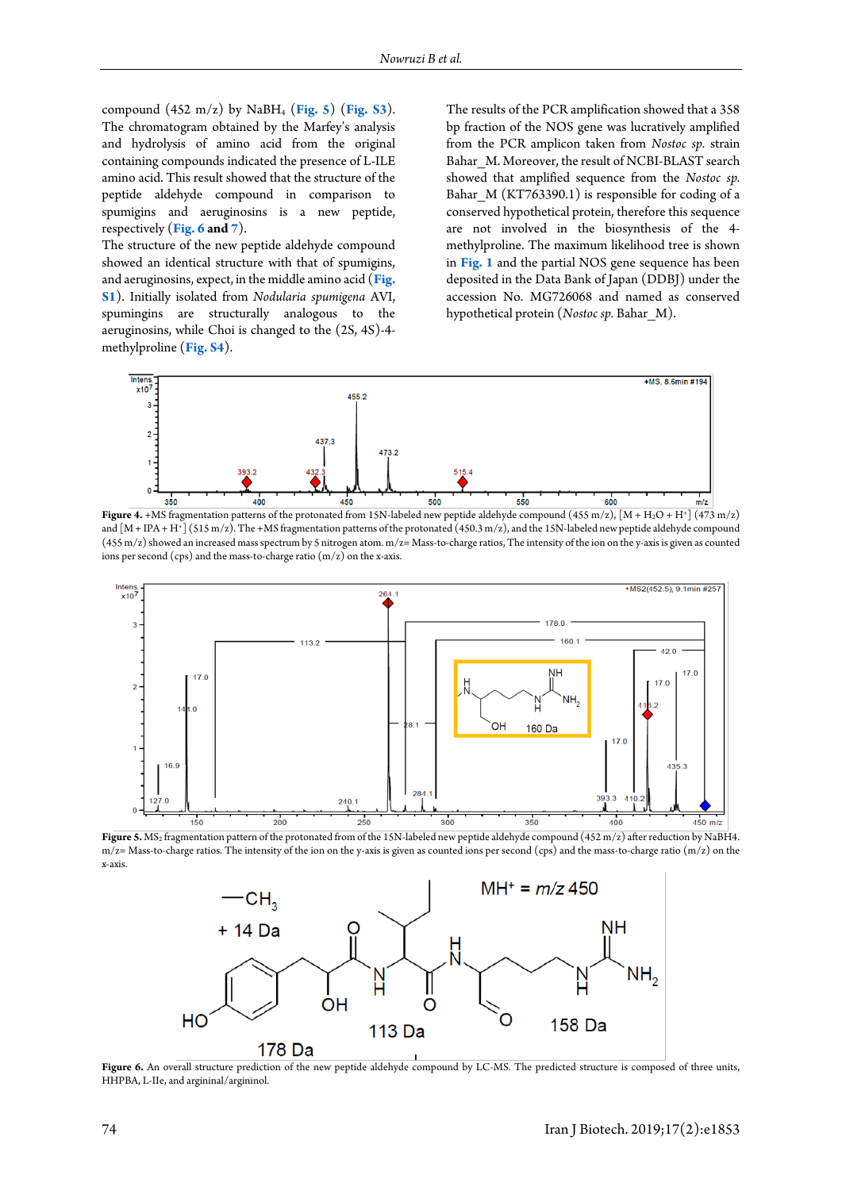compound (452 m/z) by $NaBH_4$ (**Fig. 5**) (**Fig. S3**). The chromatogram obtained by the Marfey's analysis and hydrolysis of amino acid from the original containing compounds indicated the presence of L-ILE amino acid. This result showed that the structure of the peptide aldehyde compound in comparison to spumigins and aeruginosins is a new peptide, respectively (**Fig. 6 and 7**).

The structure of the new peptide aldehyde compound showed an identical structure with that of spumigins, and aeruginosins, expect, in the middle amino acid (**Fig. S1**). Initially isolated from *Nodularia spumigena* AVI, spumigins are structurally analogous to the aeruginosins, while Choi is changed to the (2S, 4S)-4-methylproline (**Fig. S4**).

The results of the PCR amplification showed that a 358 bp fraction of the NOS gene was lucratively amplified from the PCR amplicon taken from *Nostoc sp.* strain Bahar_M. Moreover, the result of NCBI-BLAST search showed that amplified sequence from the *Nostoc sp.* Bahar_M (KT763390.1) is responsible for coding of a conserved hypothetical protein, therefore this sequence are not involved in the biosynthesis of the 4-methylproline. The maximum likelihood tree is shown in **Fig. 1** and the partial NOS gene sequence has been deposited in the Data Bank of Japan (DDBJ) under the accession No. MG726068 and named as conserved hypothetical protein (*Nostoc sp.* Bahar_M).

**Figure 4.** +MS fragmentation patterns of the protonated from 15N-labeled new peptide aldehyde compound (455 m/z), [M + $H_2O$ + $H^+$] (473 m/z) and [M + IPA + $H^+$] (515 m/z). The +MS fragmentation patterns of the protonated (450.3 m/z), and the 15N-labeled new peptide aldehyde compound (455 m/z) showed an increased mass spectrum by 5 nitrogen atom. m/z= Mass-to-charge ratios, The intensity of the ion on the y-axis is given as counted ions per second (cps) and the mass-to-charge ratio (m/z) on the x-axis.

**Figure 5.** $MS_2$ fragmentation pattern of the protonated from of the 15N-labeled new peptide aldehyde compound (452 m/z) after reduction by NaBH4. m/z= Mass-to-charge ratios. The intensity of the ion on the y-axis is given as counted ions per second (cps) and the mass-to-charge ratio (m/z) on the x-axis.

**Figure 6.** An overall structure prediction of the new peptide aldehyde compound by LC-MS. The predicted structure is composed of three units, HHPBA, L-Ile, and arginal/arginol.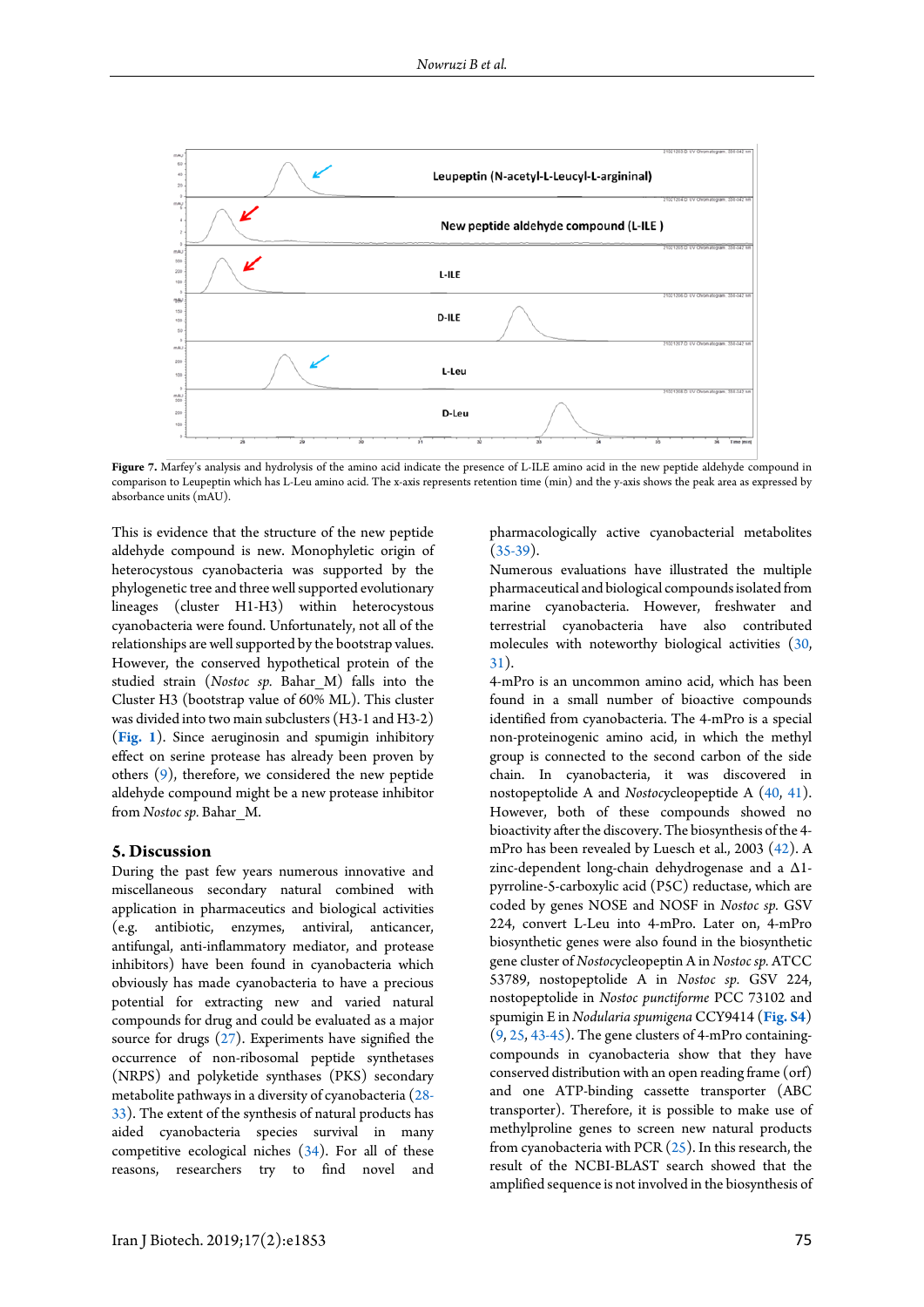**Figure 7.** Marfey's analysis and hydrolysis of the amino acid indicate the presence of L-ILE amino acid in the new peptide aldehyde compound in comparison to Leupeptin which has L-Leu amino acid. The x-axis represents retention time (min) and the y-axis shows the peak area as expressed by absorbance units (mAU).

This is evidence that the structure of the new peptide aldehyde compound is new. Monophyletic origin of heterocystous cyanobacteria was supported by the phylogenetic tree and three well supported evolutionary lineages (cluster H1-H3) within heterocystous cyanobacteria were found. Unfortunately, not all of the relationships are well supported by the bootstrap values. However, the conserved hypothetical protein of the studied strain (*Nostoc sp.* Bahar_M) falls into the Cluster H3 (bootstrap value of 60% ML). This cluster was divided into two main subclusters (H3-1 and H3-2) (**Fig. 1**). Since aeruginosin and spumigin inhibitory effect on serine protease has already been proven by others (9), therefore, we considered the new peptide aldehyde compound might be a new protease inhibitor from *Nostoc sp.* Bahar_M.

## 5. Discussion

During the past few years numerous innovative and miscellaneous secondary natural combined with application in pharmaceutics and biological activities (e.g. antibiotic, enzymes, antiviral, anticancer, antifungal, anti-inflammatory mediator, and protease inhibitors) have been found in cyanobacteria which obviously has made cyanobacteria to have a precious potential for extracting new and varied natural compounds for drug and could be evaluated as a major source for drugs (27). Experiments have signified the occurrence of non-ribosomal peptide synthetases (NRPS) and polyketide synthases (PKS) secondary metabolite pathways in a diversity of cyanobacteria (28-33). The extent of the synthesis of natural products has aided cyanobacteria species survival in many competitive ecological niches (34). For all of these reasons, researchers try to find novel and pharmacologically active cyanobacterial metabolites (35-39).

Numerous evaluations have illustrated the multiple pharmaceutical and biological compounds isolated from marine cyanobacteria. However, freshwater and terrestrial cyanobacteria have also contributed molecules with noteworthy biological activities (30, 31).

4-mPro is an uncommon amino acid, which has been found in a small number of bioactive compounds identified from cyanobacteria. The 4-mPro is a special non-proteinogenic amino acid, in which the methyl group is connected to the second carbon of the side chain. In cyanobacteria, it was discovered in nostopeptolide A and *Nostoc*ycleopeptide A (40, 41). However, both of these compounds showed no bioactivity after the discovery. The biosynthesis of the 4-mPro has been revealed by Luesch et al., 2003 (42). A zinc-dependent long-chain dehydrogenase and a Δ1-pyrroline-5-carboxylic acid (P5C) reductase, which are coded by genes NOSE and NOSF in *Nostoc sp.* GSV 224, convert L-Leu into 4-mPro. Later on, 4-mPro biosynthetic genes were also found in the biosynthetic gene cluster of *Nostoc*ycleopeptin A in *Nostoc sp.* ATCC 53789, nostopeptolide A in *Nostoc sp.* GSV 224, nostopeptolide in *Nostoc punctiforme* PCC 73102 and spumigin E in *Nodularia spumigena* CCY9414 (**Fig. S4**) (9, 25, 43-45). The gene clusters of 4-mPro containing-compounds in cyanobacteria show that they have conserved distribution with an open reading frame (orf) and one ATP-binding cassette transporter (ABC transporter). Therefore, it is possible to make use of methylproline genes to screen new natural products from cyanobacteria with PCR (25). In this research, the result of the NCBI-BLAST search showed that the amplified sequence is not involved in the biosynthesis of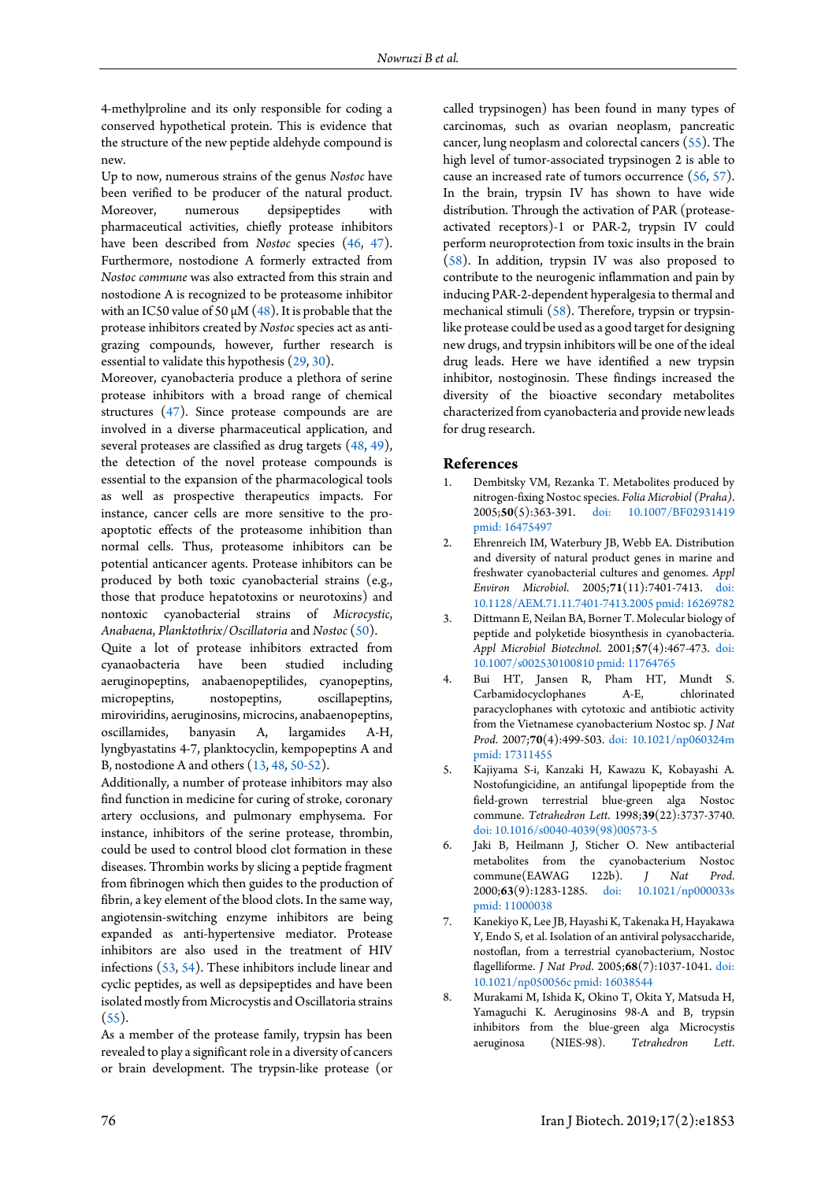4-methylproline and its only responsible for coding a conserved hypothetical protein. This is evidence that the structure of the new peptide aldehyde compound is new.

Up to now, numerous strains of the genus *Nostoc* have been verified to be producer of the natural product. Moreover, numerous depsipeptides with pharmaceutical activities, chiefly protease inhibitors have been described from *Nostoc* species (46, 47). Furthermore, nostodione A formerly extracted from *Nostoc commune* was also extracted from this strain and nostodione A is recognized to be proteasome inhibitor with an IC50 value of 50 μM (48). It is probable that the protease inhibitors created by *Nostoc* species act as anti-grazing compounds, however, further research is essential to validate this hypothesis (29, 30).

Moreover, cyanobacteria produce a plethora of serine protease inhibitors with a broad range of chemical structures (47). Since protease compounds are are involved in a diverse pharmaceutical application, and several proteases are classified as drug targets (48, 49), the detection of the novel protease compounds is essential to the expansion of the pharmacological tools as well as prospective therapeutics impacts. For instance, cancer cells are more sensitive to the pro-apoptotic effects of the proteasome inhibition than normal cells. Thus, proteasome inhibitors can be potential anticancer agents. Protease inhibitors can be produced by both toxic cyanobacterial strains (e.g., those that produce hepatotoxins or neurotoxins) and nontoxic cyanobacterial strains of *Microcystic*, *Anabaena*, *Planktothrix*/*Oscillatoria* and *Nostoc* (50).

Quite a lot of protease inhibitors extracted from cyanaobacteria have been studied including aeruginopeptins, anabaenopeptilides, cyanopeptins, micropeptins, nostopeptins, oscillapeptins, miroviridins, aeruginosins, microcins, anabaenopeptins, oscillamides, banyasin A, largamides A-H, lyngbyastatins 4-7, planktocyclin, kempopeptins A and B, nostodione A and others (13, 48, 50-52).

Additionally, a number of protease inhibitors may also find function in medicine for curing of stroke, coronary artery occlusions, and pulmonary emphysema. For instance, inhibitors of the serine protease, thrombin, could be used to control blood clot formation in these diseases. Thrombin works by slicing a peptide fragment from fibrinogen which then guides to the production of fibrin, a key element of the blood clots. In the same way, angiotensin-switching enzyme inhibitors are being expanded as anti-hypertensive mediator. Protease inhibitors are also used in the treatment of HIV infections (53, 54). These inhibitors include linear and cyclic peptides, as well as depsipeptides and have been isolated mostly from Microcystis and Oscillatoria strains (55).

As a member of the protease family, trypsin has been revealed to play a significant role in a diversity of cancers or brain development. The trypsin-like protease (or called trypsinogen) has been found in many types of carcinomas, such as ovarian neoplasm, pancreatic cancer, lung neoplasm and colorectal cancers (55). The high level of tumor-associated trypsinogen 2 is able to cause an increased rate of tumors occurrence (56, 57). In the brain, trypsin IV has shown to have wide distribution. Through the activation of PAR (protease-activated receptors)-1 or PAR-2, trypsin IV could perform neuroprotection from toxic insults in the brain (58). In addition, trypsin IV was also proposed to contribute to the neurogenic inflammation and pain by inducing PAR-2-dependent hyperalgesia to thermal and mechanical stimuli (58). Therefore, trypsin or trypsin-like protease could be used as a good target for designing new drugs, and trypsin inhibitors will be one of the ideal drug leads. Here we have identified a new trypsin inhibitor, nostoginosin. These findings increased the diversity of the bioactive secondary metabolites characterized from cyanobacteria and provide new leads for drug research.

## References

1. Dembitsky VM, Rezanka T. Metabolites produced by nitrogen-fixing Nostoc species. *Folia Microbiol (Praha)*. 2005;**50**(5):363-391. doi: 10.1007/BF02931419 pmid: 16475497
2. Ehrenreich IM, Waterbury JB, Webb EA. Distribution and diversity of natural product genes in marine and freshwater cyanobacterial cultures and genomes. *Appl Environ Microbiol*. 2005;**71**(11):7401-7413. doi: 10.1128/AEM.71.11.7401-7413.2005 pmid: 16269782
3. Dittmann E, Neilan BA, Borner T. Molecular biology of peptide and polyketide biosynthesis in cyanobacteria. *Appl Microbiol Biotechnol*. 2001;**57**(4):467-473. doi: 10.1007/s002530100810 pmid: 11764765
4. Bui HT, Jansen R, Pham HT, Mundt S. Carbamidocyclophanes A-E, chlorinated paracyclophanes with cytotoxic and antibiotic activity from the Vietnamese cyanobacterium Nostoc sp. *J Nat Prod*. 2007;**70**(4):499-503. doi: 10.1021/np060324m pmid: 17311455
5. Kajiyama S-i, Kanzaki H, Kawazu K, Kobayashi A. Nostofungicidine, an antifungal lipopeptide from the field-grown terrestrial blue-green alga Nostoc commune. *Tetrahedron Lett*. 1998;**39**(22):3737-3740. doi: 10.1016/s0040-4039(98)00573-5
6. Jaki B, Heilmann J, Sticher O. New antibacterial metabolites from the cyanobacterium Nostoc commune(EAWAG 122b). *J Nat Prod*. 2000;**63**(9):1283-1285. doi: 10.1021/np000033s pmid: 11000038
7. Kanekiyo K, Lee JB, Hayashi K, Takenaka H, Hayakawa Y, Endo S, et al. Isolation of an antiviral polysaccharide, nostoflan, from a terrestrial cyanobacterium, Nostoc flagelliforme. *J Nat Prod*. 2005;**68**(7):1037-1041. doi: 10.1021/np050056c pmid: 16038544
8. Murakami M, Ishida K, Okino T, Okita Y, Matsuda H, Yamaguchi K. Aeruginosins 98-A and B, trypsin inhibitors from the blue-green alga Microcystis aeruginosa (NIES-98). *Tetrahedron Lett*.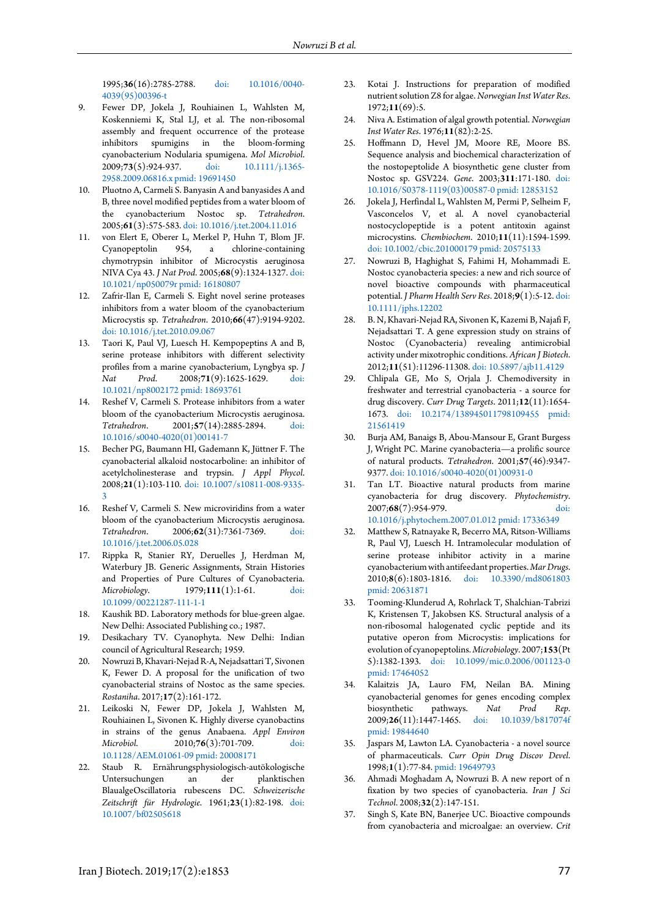1995;**36**(16):2785-2788. doi: 10.1016/0040-4039(95)00396-t

9. Fewer DP, Jokela J, Rouhiainen L, Wahlsten M, Koskenniemi K, Stal LJ, et al. The non-ribosomal assembly and frequent occurrence of the protease inhibitors spumigins in the bloom-forming cyanobacterium Nodularia spumigena. *Mol Microbiol*. 2009;**73**(5):924-937. doi: 10.1111/j.1365-2958.2009.06816.x pmid: 19691450
10. Pluotno A, Carmeli S. Banyasin A and banyasides A and B, three novel modified peptides from a water bloom of the cyanobacterium Nostoc sp. *Tetrahedron*. 2005;**61**(3):575-583. doi: 10.1016/j.tet.2004.11.016
11. von Elert E, Oberer L, Merkel P, Huhn T, Blom JF. Cyanopeptolin 954, a chlorine-containing chymotrypsin inhibitor of Microcystis aeruginosa NIVA Cya 43. *J Nat Prod*. 2005;**68**(9):1324-1327. doi: 10.1021/np050079r pmid: 16180807
12. Zafrir-Ilan E, Carmeli S. Eight novel serine proteases inhibitors from a water bloom of the cyanobacterium Microcystis sp. *Tetrahedron*. 2010;**66**(47):9194-9202. doi: 10.1016/j.tet.2010.09.067
13. Taori K, Paul VJ, Luesch H. Kempopeptins A and B, serine protease inhibitors with different selectivity profiles from a marine cyanobacterium, Lyngbya sp. *J Nat Prod*. 2008;**71**(9):1625-1629. doi: 10.1021/np8002172 pmid: 18693761
14. Reshef V, Carmeli S. Protease inhibitors from a water bloom of the cyanobacterium Microcystis aeruginosa. *Tetrahedron*. 2001;**57**(14):2885-2894. doi: 10.1016/s0040-4020(01)00141-7
15. Becher PG, Baumann HI, Gademann K, Jüttner F. The cyanobacterial alkaloid nostocarboline: an inhibitor of acetylcholinesterase and trypsin. *J Appl Phycol*. 2008;**21**(1):103-110. doi: 10.1007/s10811-008-9335-3
16. Reshef V, Carmeli S. New microviridins from a water bloom of the cyanobacterium Microcystis aeruginosa. *Tetrahedron*. 2006;**62**(31):7361-7369. doi: 10.1016/j.tet.2006.05.028
17. Rippka R, Stanier RY, Deruelles J, Herdman M, Waterbury JB. Generic Assignments, Strain Histories and Properties of Pure Cultures of Cyanobacteria. *Microbiology*. 1979;**111**(1):1-61. doi: 10.1099/00221287-111-1-1
18. Kaushik BD. Laboratory methods for blue-green algae. New Delhi: Associated Publishing co.; 1987.
19. Desikachary TV. Cyanophyta. New Delhi: Indian council of Agricultural Research; 1959.
20. Nowruzi B, Khavari-Nejad R-A, Nejadsattari T, Sivonen K, Fewer D. A proposal for the unification of two cyanobacterial strains of Nostoc as the same species. *Rostaniha*. 2017;**17**(2):161-172.
21. Leikoski N, Fewer DP, Jokela J, Wahlsten M, Rouhiainen L, Sivonen K. Highly diverse cyanobactins in strains of the genus Anabaena. *Appl Environ Microbiol*. 2010;**76**(3):701-709. doi: 10.1128/AEM.01061-09 pmid: 20008171
22. Staub R. Ernährungsphysiologisch-autökologische Untersuchungen an der planktischen BlaualgeOscillatoria rubescens DC. *Schweizerische Zeitschrift für Hydrologie*. 1961;**23**(1):82-198. doi: 10.1007/bf02505618
23. Kotai J. Instructions for preparation of modified nutrient solution Z8 for algae. *Norwegian Inst Water Res*. 1972;**11**(69):5.
24. Niva A. Estimation of algal growth potential. *Norwegian Inst Water Res*. 1976;**11**(82):2-25.
25. Hoffmann D, Hevel JM, Moore RE, Moore BS. Sequence analysis and biochemical characterization of the nostopeptolide A biosynthetic gene cluster from Nostoc sp. GSV224. *Gene*. 2003;**311**:171-180. doi: 10.1016/S0378-1119(03)00587-0 pmid: 12853152
26. Jokela J, Herfindal L, Wahlsten M, Permi P, Selheim F, Vasconcelos V, et al. A novel cyanobacterial nostocyclopeptide is a potent antitoxin against microcystins. *Chembiochem*. 2010;**11**(11):1594-1599. doi: 10.1002/cbic.201000179 pmid: 20575133
27. Nowruzi B, Haghighat S, Fahimi H, Mohammadi E. Nostoc cyanobacteria species: a new and rich source of novel bioactive compounds with pharmaceutical potential. *J Pharm Health Serv Res*. 2018;**9**(1):5-12. doi: 10.1111/jphs.12202
28. B. N, Khavari-Nejad RA, Sivonen K, Kazemi B, Najafi F, Nejadsattari T. A gene expression study on strains of Nostoc (Cyanobacteria) revealing antimicrobial activity under mixotrophic conditions. *African J Biotech*. 2012;**11**(51):11296-11308. doi: 10.5897/ajb11.4129
29. Chlipala GE, Mo S, Orjala J. Chemodiversity in freshwater and terrestrial cyanobacteria - a source for drug discovery. *Curr Drug Targets*. 2011;**12**(11):1654-1673. doi: 10.2174/138945011798109455 pmid: 21561419
30. Burja AM, Banaigs B, Abou-Mansour E, Grant Burgess J, Wright PC. Marine cyanobacteria—a prolific source of natural products. *Tetrahedron*. 2001;**57**(46):9347-9377. doi: 10.1016/s0040-4020(01)00931-0
31. Tan LT. Bioactive natural products from marine cyanobacteria for drug discovery. *Phytochemistry*. 2007;**68**(7):954-979. doi: 10.1016/j.phytochem.2007.01.012 pmid: 17336349
32. Matthew S, Ratnayake R, Becerro MA, Ritson-Williams R, Paul VJ, Luesch H. Intramolecular modulation of serine protease inhibitor activity in a marine cyanobacterium with antifeedant properties. *Mar Drugs*. 2010;**8**(6):1803-1816. doi: 10.3390/md8061803 pmid: 20631871
33. Tooming-Klunderud A, Rohrlack T, Shalchian-Tabrizi K, Kristensen T, Jakobsen KS. Structural analysis of a non-ribosomal halogenated cyclic peptide and its putative operon from Microcystis: implications for evolution of cyanopeptolins. *Microbiology*. 2007;**153**(Pt 5):1382-1393. doi: 10.1099/mic.0.2006/001123-0 pmid: 17464052
34. Kalaitzis JA, Lauro FM, Neilan BA. Mining cyanobacterial genomes for genes encoding complex biosynthetic pathways. *Nat Prod Rep*. 2009;**26**(11):1447-1465. doi: 10.1039/b817074f pmid: 19844640
35. Jaspars M, Lawton LA. Cyanobacteria - a novel source of pharmaceuticals. *Curr Opin Drug Discov Devel*. 1998;**1**(1):77-84. pmid: 19649793
36. Ahmadi Moghadam A, Nowruzi B. A new report of n fixation by two species of cyanobacteria. *Iran J Sci Technol*. 2008;**32**(2):147-151.
37. Singh S, Kate BN, Banerjee UC. Bioactive compounds from cyanobacteria and microalgae: an overview. *Crit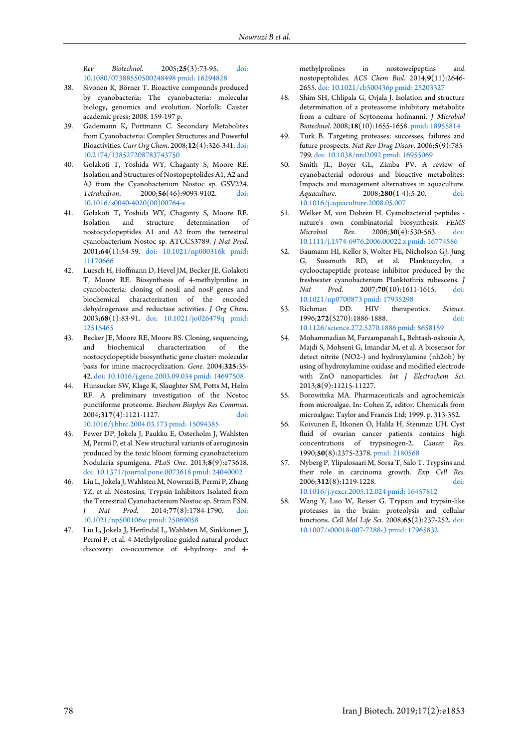*Rev Biotechnol*. 2005;**25**(3):73-95. doi: 10.1080/07388550500248498 pmid: 16294828

38. Sivonen K, Börner T. Bioactive compounds produced by cyanobacteria; The cyanobacteria: molecular biology, genomics and evolution. Norfolk: Caister academic press; 2008. 159-197 p.
39. Gademann K, Portmann C. Secondary Metabolites from Cyanobacteria: Complex Structures and Powerful Bioactivities. *Curr Org Chem*. 2008;**12**(4):326-341. doi: 10.2174/138527208783743750
40. Golakoti T, Yoshida WY, Chaganty S, Moore RE. Isolation and Structures of Nostopeptolides A1, A2 and A3 from the Cyanobacterium Nostoc sp. GSV224. *Tetrahedron*. 2000;**56**(46):9093-9102. doi: 10.1016/s0040-4020(00)00764-x
41. Golakoti T, Yoshida WY, Chaganty S, Moore RE. Isolation and structure determination of nostocyclopeptides A1 and A2 from the terrestrial cyanobacterium Nostoc sp. ATCC53789. *J Nat Prod*. 2001;**64**(1):54-59. doi: 10.1021/np000316k pmid: 11170666
42. Luesch H, Hoffmann D, Hevel JM, Becker JE, Golakoti T, Moore RE. Biosynthesis of 4-methylproline in cyanobacteria: cloning of nosE and nosF genes and biochemical characterization of the encoded dehydrogenase and reductase activities. *J Org Chem*. 2003;**68**(1):83-91. doi: 10.1021/jo026479q pmid: 12515465
43. Becker JE, Moore RE, Moore BS. Cloning, sequencing, and biochemical characterization of the nostocyclopeptide biosynthetic gene cluster: molecular basis for imine macrocyclization. *Gene*. 2004;**325**:35-42. doi: 10.1016/j.gene.2003.09.034 pmid: 14697508
44. Hunsucker SW, Klage K, Slaughter SM, Potts M, Helm RF. A preliminary investigation of the Nostoc punctiforme proteome. *Biochem Biophys Res Commun*. 2004;**317**(4):1121-1127. doi: 10.1016/j.bbrc.2004.03.173 pmid: 15094385
45. Fewer DP, Jokela J, Paukku E, Osterholm J, Wahlsten M, Permi P, et al. New structural variants of aeruginosin produced by the toxic bloom forming cyanobacterium Nodularia spumigena. *PLoS One*. 2013;**8**(9):e73618. doi: 10.1371/journal.pone.0073618 pmid: 24040002
46. Liu L, Jokela J, Wahlsten M, Nowruzi B, Permi P, Zhang YZ, et al. Nostosins, Trypsin Inhibitors Isolated from the Terrestrial Cyanobacterium Nostoc sp. Strain FSN. *J Nat Prod*. 2014;**77**(8):1784-1790. doi: 10.1021/np500106w pmid: 25069058
47. Liu L, Jokela J, Herfindal L, Wahlsten M, Sinkkonen J, Permi P, et al. 4-Methylproline guided natural product discovery: co-occurrence of 4-hydroxy- and 4-methylprolines in nostoweipeptins and nostopeptolides. *ACS Chem Biol*. 2014;**9**(11):2646-2655. doi: 10.1021/cb500436p pmid: 25203327
48. Shim SH, Chlipala G, Orjala J. Isolation and structure determination of a proteasome inhibitory metabolite from a culture of Scytonema hofmanni. *J Microbiol Biotechnol*. 2008;**18**(10):1655-1658. pmid: 18955814
49. Turk B. Targeting proteases: successes, failures and future prospects. *Nat Rev Drug Discov*. 2006;**5**(9):785-799. doi: 10.1038/nrd2092 pmid: 16955069
50. Smith JL, Boyer GL, Zimba PV. A review of cyanobacterial odorous and bioactive metabolites: Impacts and management alternatives in aquaculture. *Aquaculture*. 2008;**280**(1-4):5-20. doi: 10.1016/j.aquaculture.2008.05.007
51. Welker M, von Dohren H. Cyanobacterial peptides - nature's own combinatorial biosynthesis. *FEMS Microbiol Rev*. 2006;**30**(4):530-563. doi: 10.1111/j.1574-6976.2006.00022.x pmid: 16774586
52. Baumann HI, Keller S, Wolter FE, Nicholson GJ, Jung G, Sussmuth RD, et al. Planktocyclin, a cyclooctapeptide protease inhibitor produced by the freshwater cyanobacterium Planktothrix rubescens. *J Nat Prod*. 2007;**70**(10):1611-1615. doi: 10.1021/np0700873 pmid: 17935298
53. Richman DD. HIV therapeutics. *Science*. 1996;**272**(5270):1886-1888. doi: 10.1126/science.272.5270.1886 pmid: 8658159
54. Mohammadian M, Farzampanah L, Behtash-oskouie A, Majdi S, Mohseni G, Imandar M, et al. A biosensor for detect nitrite (NO2-) and hydroxylamine (nh2oh) by using of hydroxylamine oxidase and modified electrode with ZnO nanoparticles. *Int J Electrochem Sci*. 2013;**8**(9):11215-11227.
55. Borowitzka MA. Pharmaceuticals and agrochemicals from microalgae. In: Cohen Z, editor. Chemicals from microalgae: Taylor and Francis Ltd; 1999. p. 313-352.
56. Koivunen E, Itkonen O, Halila H, Stenman UH. Cyst fluid of ovarian cancer patients contains high concentrations of trypsinogen-2. *Cancer Res*. 1990;**50**(8):2375-2378. pmid: 2180568
57. Nyberg P, Ylipalosaari M, Sorsa T, Salo T. Trypsins and their role in carcinoma growth. *Exp Cell Res*. 2006;**312**(8):1219-1228. doi: 10.1016/j.yexcr.2005.12.024 pmid: 16457812
58. Wang Y, Luo W, Reiser G. Trypsin and trypsin-like proteases in the brain: proteolysis and cellular functions. *Cell Mol Life Sci*. 2008;**65**(2):237-252. doi: 10.1007/s00018-007-7288-3 pmid: 17965832